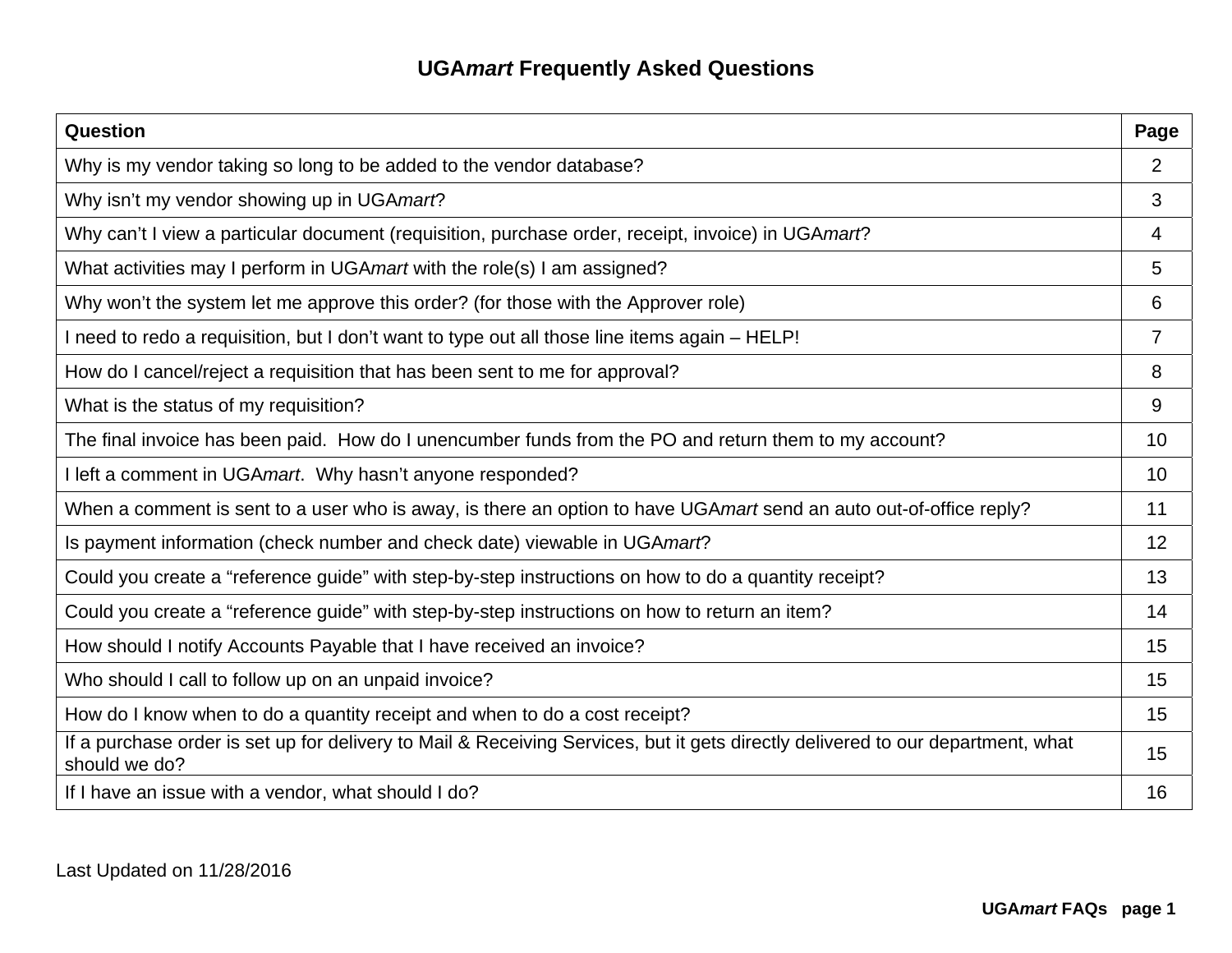# UGA*mart* Frequently Asked Questions

| Question | Page |
|---|---|
| Why is my vendor taking so long to be added to the vendor database? | 2 |
| Why isn't my vendor showing up in UGA*mart*? | 3 |
| Why can't I view a particular document (requisition, purchase order, receipt, invoice) in UGA*mart*? | 4 |
| What activities may I perform in UGA*mart* with the role(s) I am assigned? | 5 |
| Why won't the system let me approve this order? (for those with the Approver role) | 6 |
| I need to redo a requisition, but I don't want to type out all those line items again – HELP! | 7 |
| How do I cancel/reject a requisition that has been sent to me for approval? | 8 |
| What is the status of my requisition? | 9 |
| The final invoice has been paid.  How do I unencumber funds from the PO and return them to my account? | 10 |
| I left a comment in UGA*mart*.  Why hasn't anyone responded? | 10 |
| When a comment is sent to a user who is away, is there an option to have UGA*mart* send an auto out-of-office reply? | 11 |
| Is payment information (check number and check date) viewable in UGA*mart*? | 12 |
| Could you create a "reference guide" with step-by-step instructions on how to do a quantity receipt? | 13 |
| Could you create a "reference guide" with step-by-step instructions on how to return an item? | 14 |
| How should I notify Accounts Payable that I have received an invoice? | 15 |
| Who should I call to follow up on an unpaid invoice? | 15 |
| How do I know when to do a quantity receipt and when to do a cost receipt? | 15 |
| If a purchase order is set up for delivery to Mail & Receiving Services, but it gets directly delivered to our department, what should we do? | 15 |
| If I have an issue with a vendor, what should I do? | 16 |

Last Updated on 11/28/2016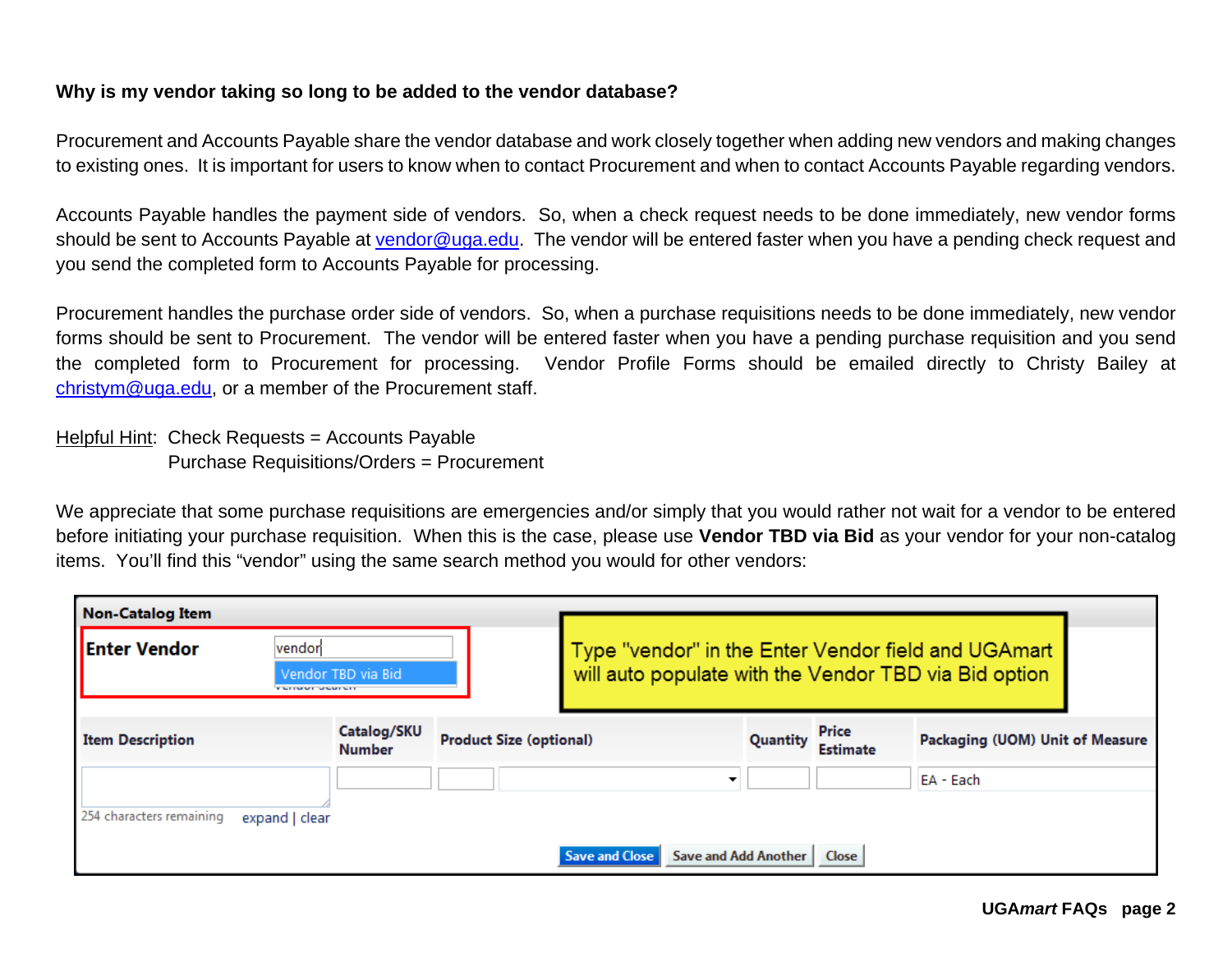**Why is my vendor taking so long to be added to the vendor database?**

Procurement and Accounts Payable share the vendor database and work closely together when adding new vendors and making changes to existing ones. It is important for users to know when to contact Procurement and when to contact Accounts Payable regarding vendors.

Accounts Payable handles the payment side of vendors. So, when a check request needs to be done immediately, new vendor forms should be sent to Accounts Payable at vendor@uga.edu. The vendor will be entered faster when you have a pending check request and you send the completed form to Accounts Payable for processing.

Procurement handles the purchase order side of vendors. So, when a purchase requisitions needs to be done immediately, new vendor forms should be sent to Procurement. The vendor will be entered faster when you have a pending purchase requisition and you send the completed form to Procurement for processing. Vendor Profile Forms should be emailed directly to Christy Bailey at christym@uga.edu, or a member of the Procurement staff.

Helpful Hint: Check Requests = Accounts Payable
Purchase Requisitions/Orders = Procurement

We appreciate that some purchase requisitions are emergencies and/or simply that you would rather not wait for a vendor to be entered before initiating your purchase requisition. When this is the case, please use **Vendor TBD via Bid** as your vendor for your non-catalog items. You'll find this "vendor" using the same search method you would for other vendors:

**Non-Catalog Item**

**Enter Vendor**: vendor → Vendor TBD via Bid

Type "vendor" in the Enter Vendor field and UGAmart will auto populate with the Vendor TBD via Bid option

| Item Description | Catalog/SKU Number | Product Size (optional) | Quantity | Price Estimate | Packaging (UOM) Unit of Measure |
|---|---|---|---|---|---|
| | | | | | EA - Each |

254 characters remaining expand | clear

Save and Close | Save and Add Another | Close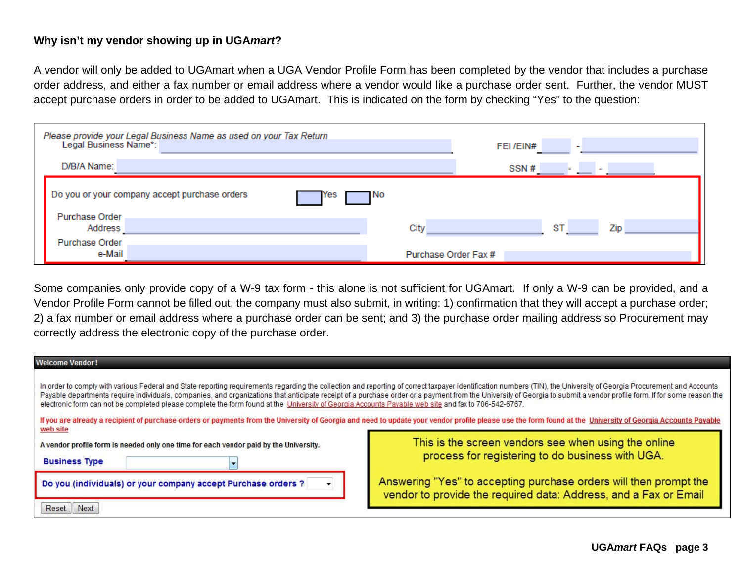**Why isn't my vendor showing up in UGA*mart*?**

A vendor will only be added to UGAmart when a UGA Vendor Profile Form has been completed by the vendor that includes a purchase order address, and either a fax number or email address where a vendor would like a purchase order sent. Further, the vendor MUST accept purchase orders in order to be added to UGAmart. This is indicated on the form by checking "Yes" to the question:

*Please provide your Legal Business Name as used on your Tax Return*
Legal Business Name*: ______ FEI /EIN# ____ - ______
D/B/A Name: ______ SSN # ____ - ____ - ____

Do you or your company accept purchase orders ☐ Yes ☐ No

Purchase Order Address ______ City ______ ST ____ Zip ____

Purchase Order e-Mail ______ Purchase Order Fax # ______

Some companies only provide copy of a W-9 tax form - this alone is not sufficient for UGAmart. If only a W-9 can be provided, and a Vendor Profile Form cannot be filled out, the company must also submit, in writing: 1) confirmation that they will accept a purchase order; 2) a fax number or email address where a purchase order can be sent; and 3) the purchase order mailing address so Procurement may correctly address the electronic copy of the purchase order.

**Welcome Vendor !**

In order to comply with various Federal and State reporting requirements regarding the collection and reporting of correct taxpayer identification numbers (TIN), the University of Georgia Procurement and Accounts Payable departments require individuals, companies, and organizations that anticipate receipt of a purchase order or a payment from the University of Georgia to submit a vendor profile form. If for some reason the electronic form can not be completed please complete the form found at the University of Georgia Accounts Payable web site and fax to 706-542-6767.

**If you are already a recipient of purchase orders or payments from the University of Georgia and need to update your vendor profile please use the form found at the University of Georgia Accounts Payable web site**

**A vendor profile form is needed only one time for each vendor paid by the University.**

**Business Type**

**Do you (individuals) or your company accept Purchase orders ?**

Reset Next

This is the screen vendors see when using the online process for registering to do business with UGA.

Answering "Yes" to accepting purchase orders will then prompt the vendor to provide the required data: Address, and a Fax or Email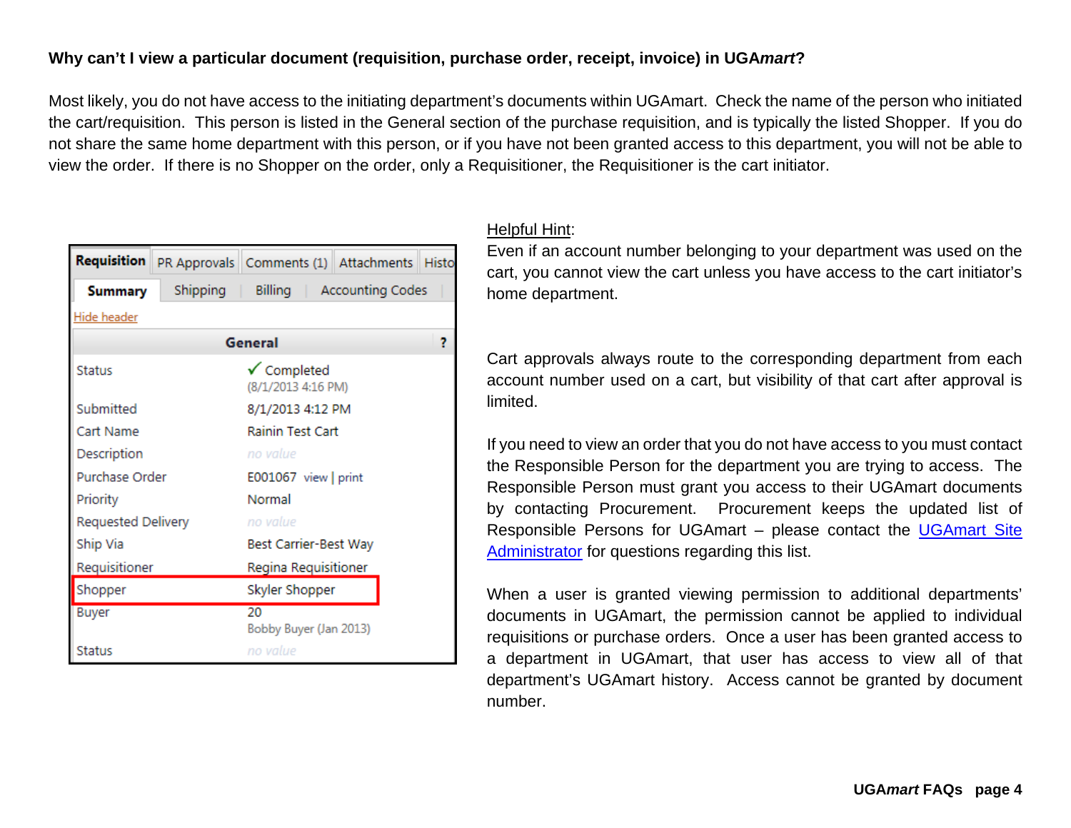**Why can't I view a particular document (requisition, purchase order, receipt, invoice) in UGA*mart*?**

Most likely, you do not have access to the initiating department's documents within UGAmart. Check the name of the person who initiated the cart/requisition. This person is listed in the General section of the purchase requisition, and is typically the listed Shopper. If you do not share the same home department with this person, or if you have not been granted access to this department, you will not be able to view the order. If there is no Shopper on the order, only a Requisitioner, the Requisitioner is the cart initiator.

Requisition | PR Approvals | Comments (1) | Attachments | Histo

Summary | Shipping | Billing | Accounting Codes

Hide header

| General | |
|---|---|
| Status | ✓ Completed (8/1/2013 4:16 PM) |
| Submitted | 8/1/2013 4:12 PM |
| Cart Name | Rainin Test Cart |
| Description | no value |
| Purchase Order | E001067 view \| print |
| Priority | Normal |
| Requested Delivery | no value |
| Ship Via | Best Carrier-Best Way |
| Requisitioner | Regina Requisitioner |
| Shopper | Skyler Shopper |
| Buyer | 20 Bobby Buyer (Jan 2013) |
| Status | no value |

Helpful Hint:
Even if an account number belonging to your department was used on the cart, you cannot view the cart unless you have access to the cart initiator's home department.

Cart approvals always route to the corresponding department from each account number used on a cart, but visibility of that cart after approval is limited.

If you need to view an order that you do not have access to you must contact the Responsible Person for the department you are trying to access. The Responsible Person must grant you access to their UGAmart documents by contacting Procurement. Procurement keeps the updated list of Responsible Persons for UGAmart – please contact the UGAmart Site Administrator for questions regarding this list.

When a user is granted viewing permission to additional departments' documents in UGAmart, the permission cannot be applied to individual requisitions or purchase orders. Once a user has been granted access to a department in UGAmart, that user has access to view all of that department's UGAmart history. Access cannot be granted by document number.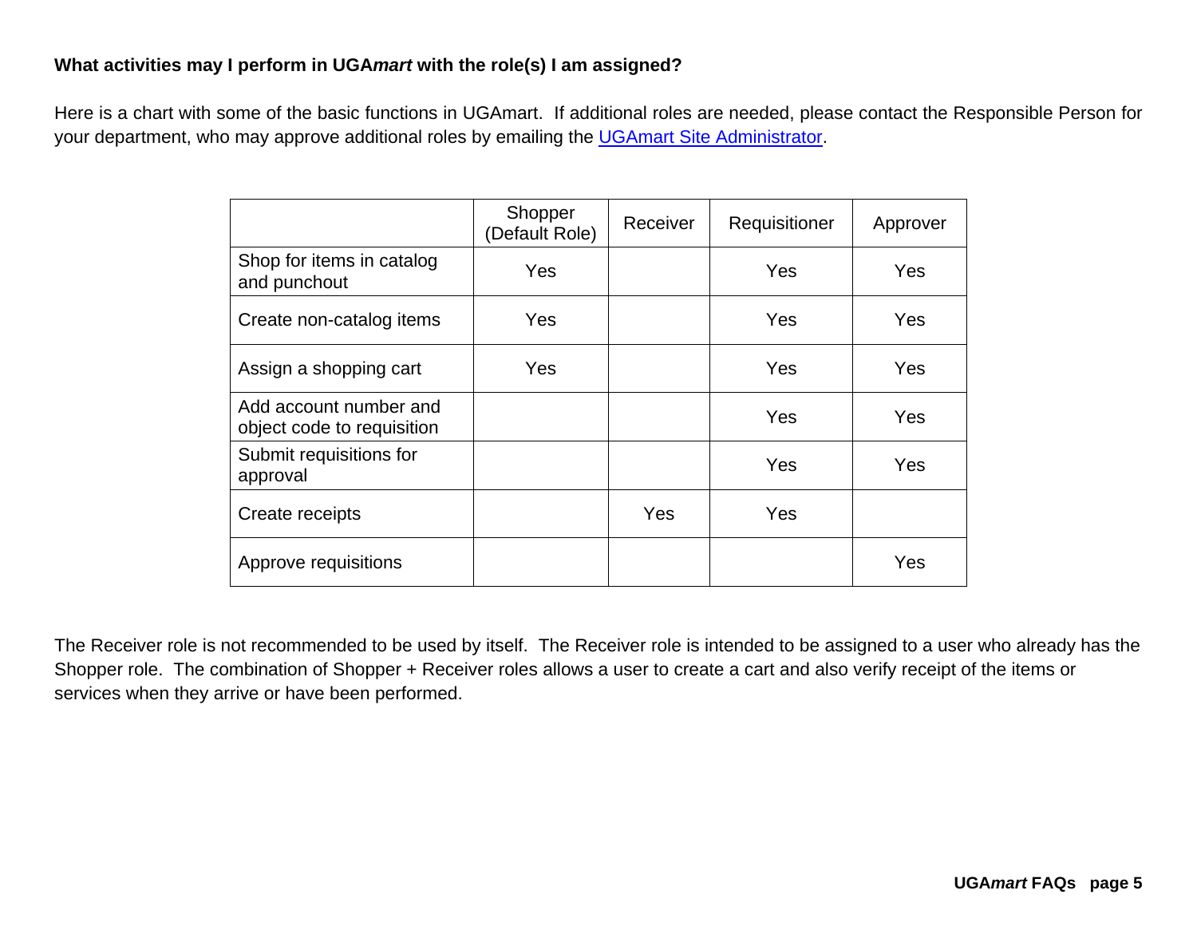**What activities may I perform in UGA*mart* with the role(s) I am assigned?**

Here is a chart with some of the basic functions in UGAmart. If additional roles are needed, please contact the Responsible Person for your department, who may approve additional roles by emailing the UGAmart Site Administrator.

| | Shopper (Default Role) | Receiver | Requisitioner | Approver |
|---|---|---|---|---|
| Shop for items in catalog and punchout | Yes | | Yes | Yes |
| Create non-catalog items | Yes | | Yes | Yes |
| Assign a shopping cart | Yes | | Yes | Yes |
| Add account number and object code to requisition | | | Yes | Yes |
| Submit requisitions for approval | | | Yes | Yes |
| Create receipts | | Yes | Yes | |
| Approve requisitions | | | | Yes |

The Receiver role is not recommended to be used by itself. The Receiver role is intended to be assigned to a user who already has the Shopper role. The combination of Shopper + Receiver roles allows a user to create a cart and also verify receipt of the items or services when they arrive or have been performed.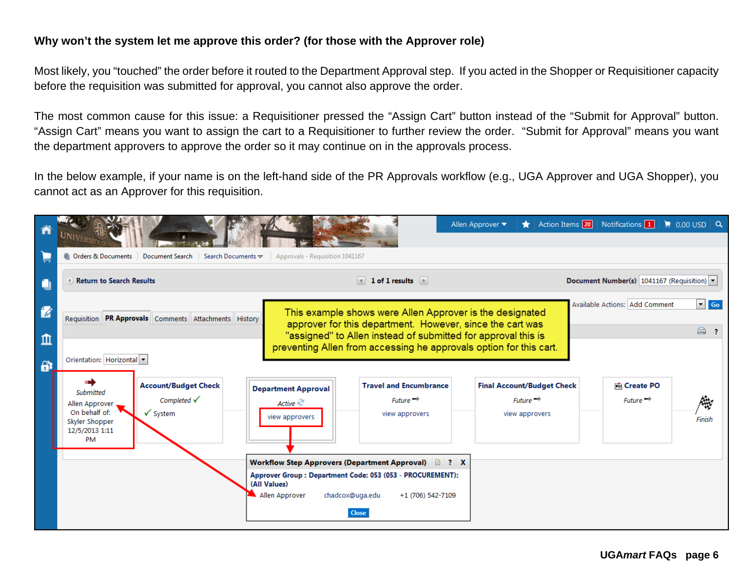**Why won't the system let me approve this order? (for those with the Approver role)**

Most likely, you "touched" the order before it routed to the Department Approval step. If you acted in the Shopper or Requisitioner capacity before the requisition was submitted for approval, you cannot also approve the order.

The most common cause for this issue: a Requisitioner pressed the "Assign Cart" button instead of the "Submit for Approval" button. "Assign Cart" means you want to assign the cart to a Requisitioner to further review the order. "Submit for Approval" means you want the department approvers to approve the order so it may continue on in the approvals process.

In the below example, if your name is on the left-hand side of the PR Approvals workflow (e.g., UGA Approver and UGA Shopper), you cannot act as an Approver for this requisition.

This example shows were Allen Approver is the designated approver for this department. However, since the cart was "assigned" to Allen instead of submitted for approval this is preventing Allen from accessing he approvals option for this cart.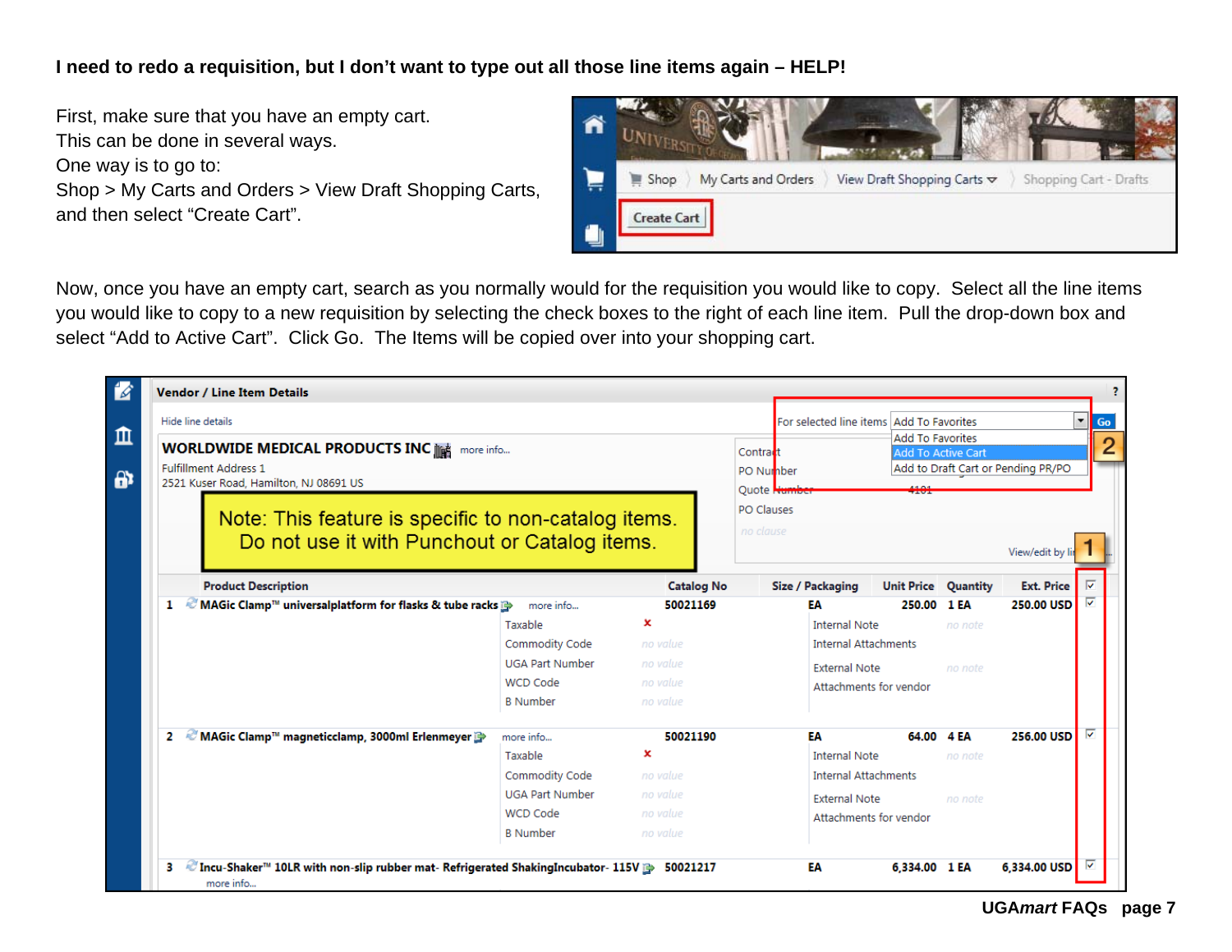**I need to redo a requisition, but I don't want to type out all those line items again – HELP!**

First, make sure that you have an empty cart.
This can be done in several ways.
One way is to go to:
Shop > My Carts and Orders > View Draft Shopping Carts, and then select "Create Cart".

Now, once you have an empty cart, search as you normally would for the requisition you would like to copy. Select all the line items you would like to copy to a new requisition by selecting the check boxes to the right of each line item. Pull the drop-down box and select "Add to Active Cart". Click Go. The Items will be copied over into your shopping cart.

Note: This feature is specific to non-catalog items. Do not use it with Punchout or Catalog items.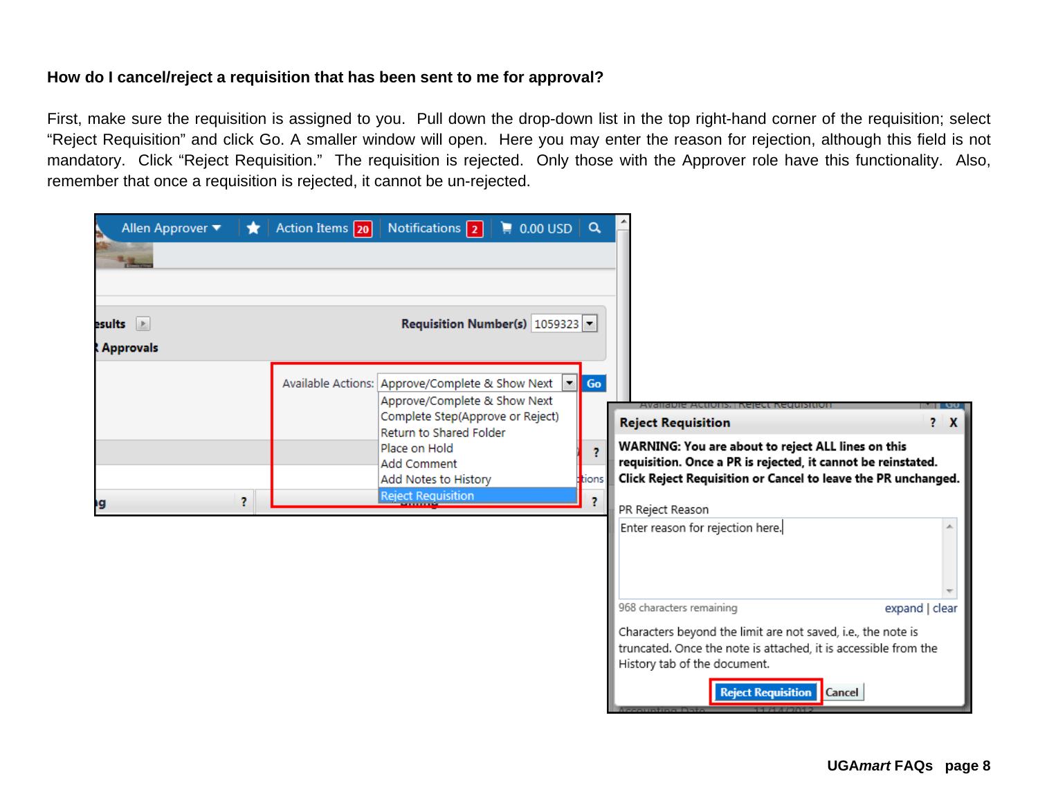**How do I cancel/reject a requisition that has been sent to me for approval?**

First, make sure the requisition is assigned to you. Pull down the drop-down list in the top right-hand corner of the requisition; select "Reject Requisition" and click Go. A smaller window will open. Here you may enter the reason for rejection, although this field is not mandatory. Click "Reject Requisition." The requisition is rejected. Only those with the Approver role have this functionality. Also, remember that once a requisition is rejected, it cannot be un-rejected.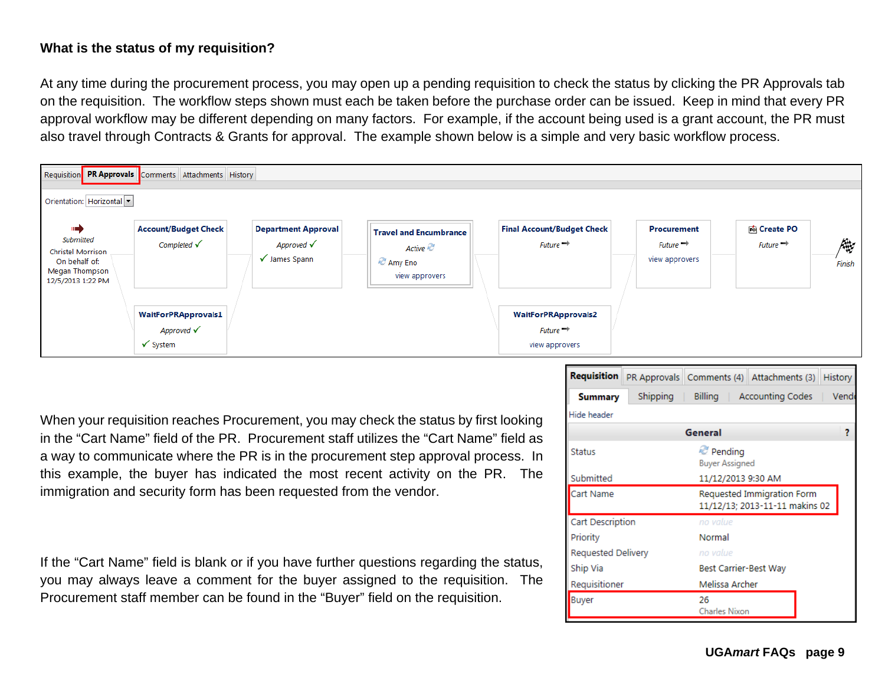### What is the status of my requisition?

At any time during the procurement process, you may open up a pending requisition to check the status by clicking the PR Approvals tab on the requisition. The workflow steps shown must each be taken before the purchase order can be issued. Keep in mind that every PR approval workflow may be different depending on many factors. For example, if the account being used is a grant account, the PR must also travel through Contracts & Grants for approval. The example shown below is a simple and very basic workflow process.

Requisition | **PR Approvals** | Comments | Attachments | History

Orientation: Horizontal

- Submitted — Christel Morrison On behalf of: Megan Thompson 12/5/2013 1:22 PM
- **Account/Budget Check** — Completed ✓
- **WaitForPRApprovals1** — Approved ✓ — ✓ System
- **Department Approval** — Approved ✓ — ✓ James Spann
- **Travel and Encumbrance** — Active — Amy Eno — view approvers
- **Final Account/Budget Check** — Future
- **WaitForPRApprovals2** — Future — view approvers
- **Procurement** — Future — view approvers
- **Create PO** — Future
- Finish

When your requisition reaches Procurement, you may check the status by first looking in the "Cart Name" field of the PR. Procurement staff utilizes the "Cart Name" field as a way to communicate where the PR is in the procurement step approval process. In this example, the buyer has indicated the most recent activity on the PR. The immigration and security form has been requested from the vendor.

If the "Cart Name" field is blank or if you have further questions regarding the status, you may always leave a comment for the buyer assigned to the requisition. The Procurement staff member can be found in the "Buyer" field on the requisition.

**Requisition** | PR Approvals | Comments (4) | Attachments (3) | History

**Summary** | Shipping | Billing | Accounting Codes | Vend

Hide header

| General | |
|---|---|
| Status | Pending<br>Buyer Assigned |
| Submitted | 11/12/2013 9:30 AM |
| Cart Name | Requested Immigration Form<br>11/12/13; 2013-11-11 makins 02 |
| Cart Description | no value |
| Priority | Normal |
| Requested Delivery | no value |
| Ship Via | Best Carrier-Best Way |
| Requisitioner | Melissa Archer |
| Buyer | 26<br>Charles Nixon |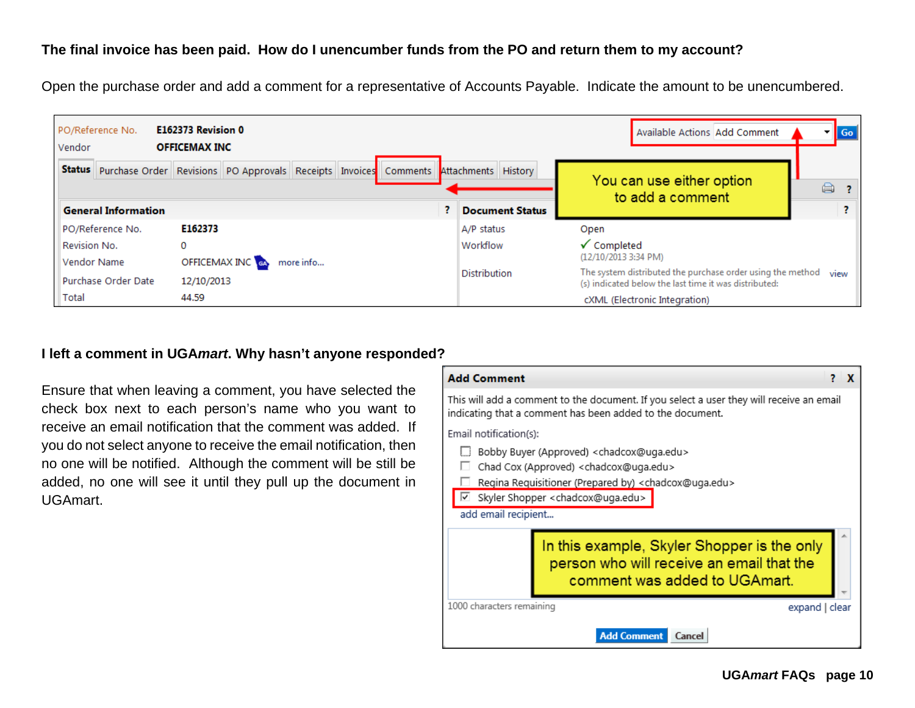**The final invoice has been paid. How do I unencumber funds from the PO and return them to my account?**

Open the purchase order and add a comment for a representative of Accounts Payable. Indicate the amount to be unencumbered.

**I left a comment in UGA*mart*. Why hasn't anyone responded?**

Ensure that when leaving a comment, you have selected the check box next to each person's name who you want to receive an email notification that the comment was added. If you do not select anyone to receive the email notification, then no one will be notified. Although the comment will be still be added, no one will see it until they pull up the document in UGAmart.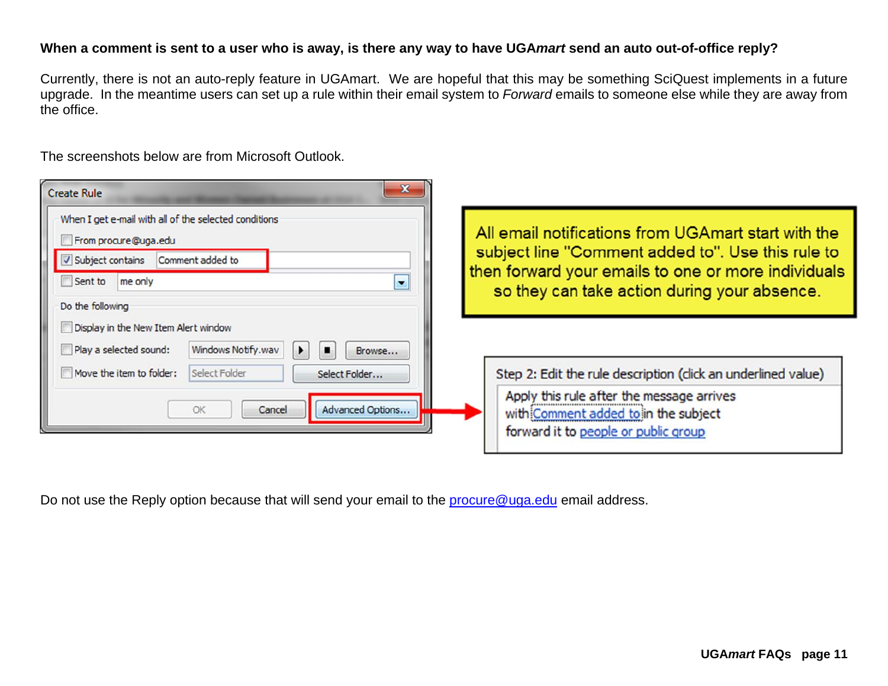**When a comment is sent to a user who is away, is there any way to have UGA*mart* send an auto out-of-office reply?**

Currently, there is not an auto-reply feature in UGAmart. We are hopeful that this may be something SciQuest implements in a future upgrade. In the meantime users can set up a rule within their email system to *Forward* emails to someone else while they are away from the office.

The screenshots below are from Microsoft Outlook.

Create Rule

When I get e-mail with all of the selected conditions

- [ ] From procure@uga.edu
- [x] Subject contains: Comment added to
- [ ] Sent to: me only

Do the following

- [ ] Display in the New Item Alert window
- [ ] Play a selected sound: Windows Notify.wav
- [ ] Move the item to folder: Select Folder

OK | Cancel | Advanced Options...

All email notifications from UGAmart start with the subject line "Comment added to". Use this rule to then forward your emails to one or more individuals so they can take action during your absence.

Step 2: Edit the rule description (click an underlined value)

Apply this rule after the message arrives
with Comment added to in the subject
forward it to people or public group

Do not use the Reply option because that will send your email to the procure@uga.edu email address.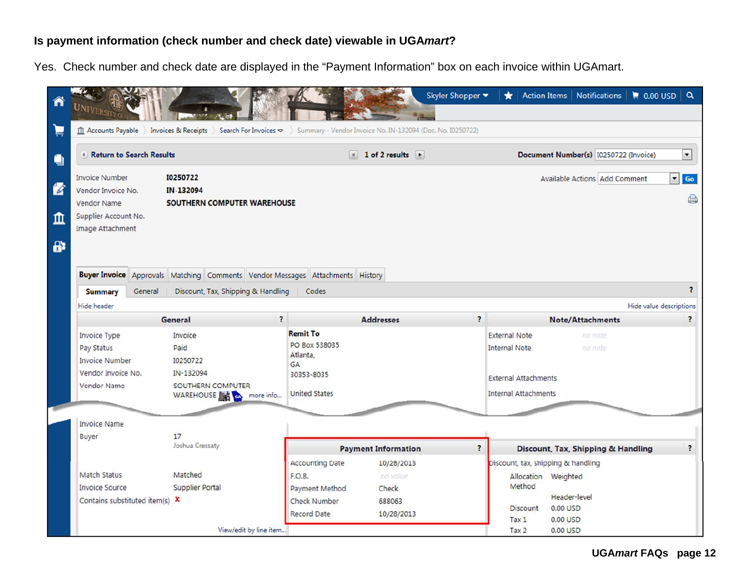**Is payment information (check number and check date) viewable in UGA*mart*?**

Yes. Check number and check date are displayed in the "Payment Information" box on each invoice within UGAmart.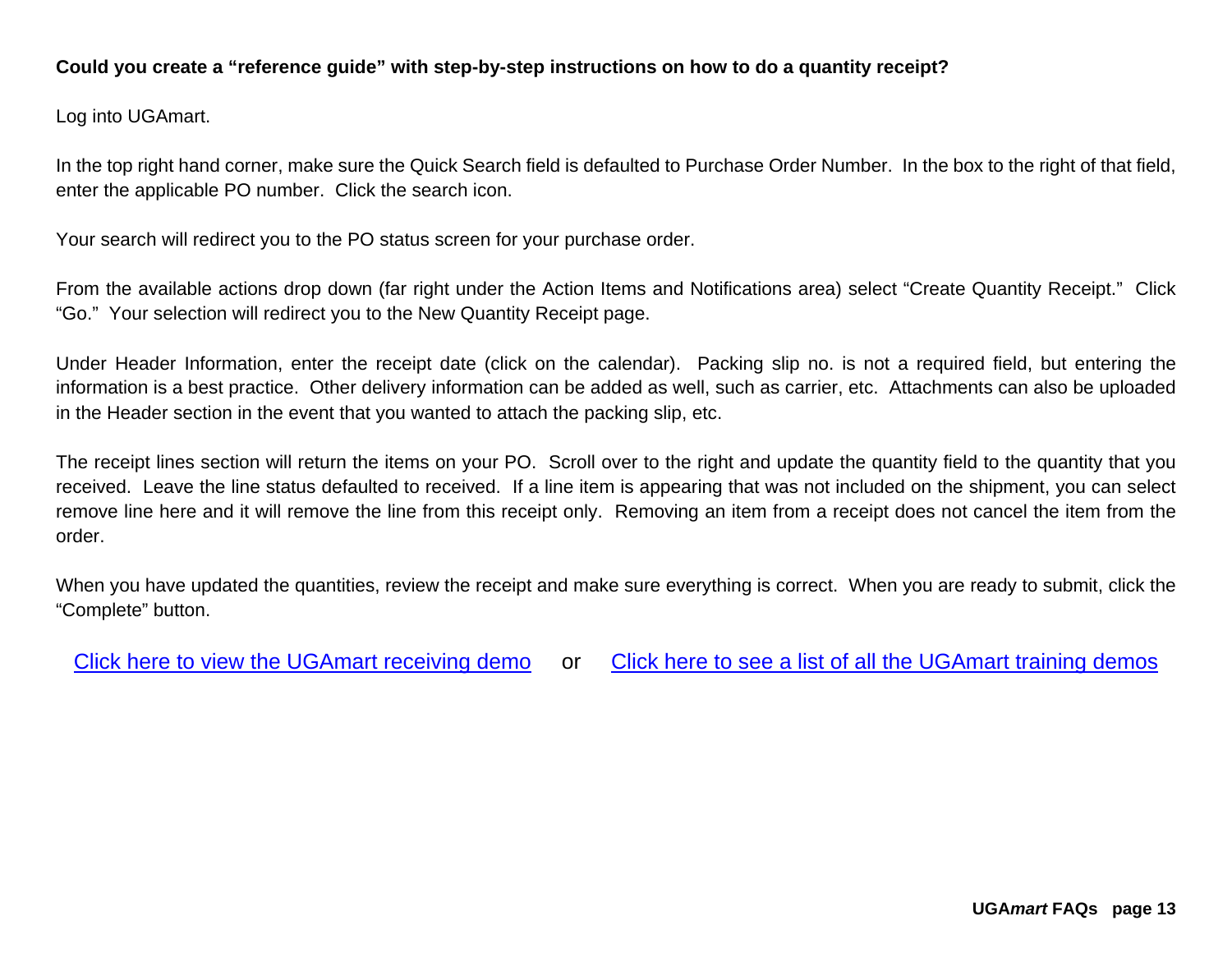**Could you create a "reference guide" with step-by-step instructions on how to do a quantity receipt?**

Log into UGAmart.

In the top right hand corner, make sure the Quick Search field is defaulted to Purchase Order Number. In the box to the right of that field, enter the applicable PO number. Click the search icon.

Your search will redirect you to the PO status screen for your purchase order.

From the available actions drop down (far right under the Action Items and Notifications area) select "Create Quantity Receipt." Click "Go." Your selection will redirect you to the New Quantity Receipt page.

Under Header Information, enter the receipt date (click on the calendar). Packing slip no. is not a required field, but entering the information is a best practice. Other delivery information can be added as well, such as carrier, etc. Attachments can also be uploaded in the Header section in the event that you wanted to attach the packing slip, etc.

The receipt lines section will return the items on your PO. Scroll over to the right and update the quantity field to the quantity that you received. Leave the line status defaulted to received. If a line item is appearing that was not included on the shipment, you can select remove line here and it will remove the line from this receipt only. Removing an item from a receipt does not cancel the item from the order.

When you have updated the quantities, review the receipt and make sure everything is correct. When you are ready to submit, click the "Complete" button.

Click here to view the UGAmart receiving demo or Click here to see a list of all the UGAmart training demos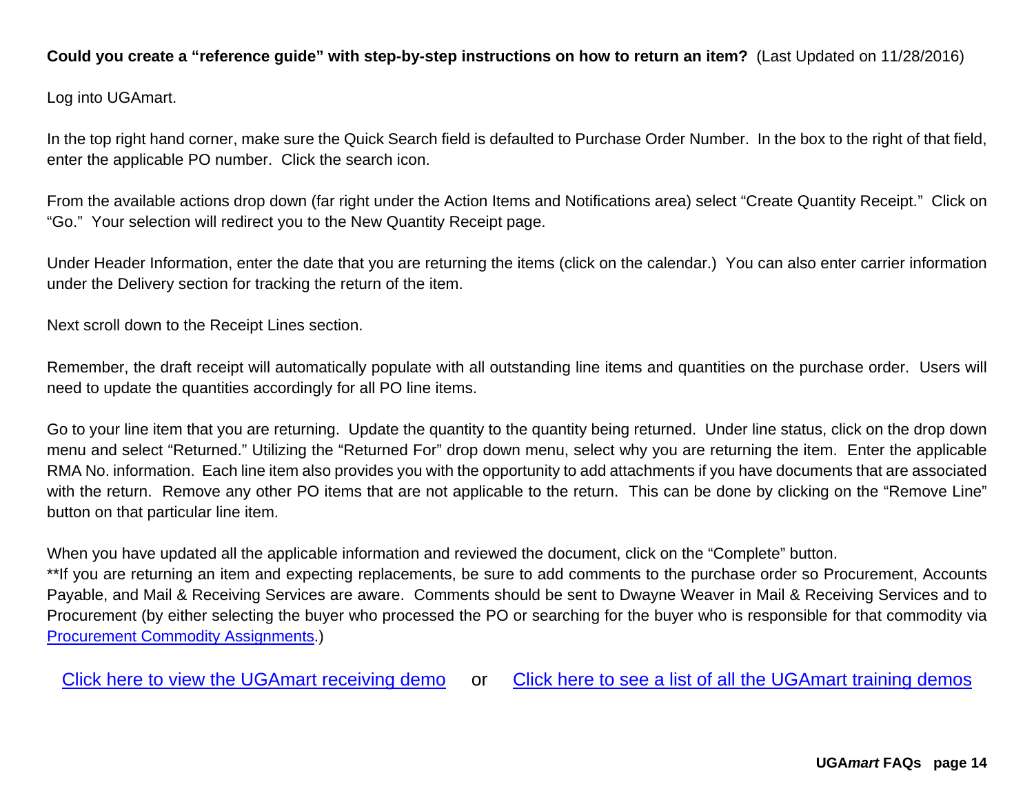**Could you create a "reference guide" with step-by-step instructions on how to return an item?** (Last Updated on 11/28/2016)

Log into UGAmart.

In the top right hand corner, make sure the Quick Search field is defaulted to Purchase Order Number. In the box to the right of that field, enter the applicable PO number. Click the search icon.

From the available actions drop down (far right under the Action Items and Notifications area) select "Create Quantity Receipt." Click on "Go." Your selection will redirect you to the New Quantity Receipt page.

Under Header Information, enter the date that you are returning the items (click on the calendar.) You can also enter carrier information under the Delivery section for tracking the return of the item.

Next scroll down to the Receipt Lines section.

Remember, the draft receipt will automatically populate with all outstanding line items and quantities on the purchase order. Users will need to update the quantities accordingly for all PO line items.

Go to your line item that you are returning. Update the quantity to the quantity being returned. Under line status, click on the drop down menu and select "Returned." Utilizing the "Returned For" drop down menu, select why you are returning the item. Enter the applicable RMA No. information. Each line item also provides you with the opportunity to add attachments if you have documents that are associated with the return. Remove any other PO items that are not applicable to the return. This can be done by clicking on the "Remove Line" button on that particular line item.

When you have updated all the applicable information and reviewed the document, click on the "Complete" button.
**If you are returning an item and expecting replacements, be sure to add comments to the purchase order so Procurement, Accounts Payable, and Mail & Receiving Services are aware. Comments should be sent to Dwayne Weaver in Mail & Receiving Services and to Procurement (by either selecting the buyer who processed the PO or searching for the buyer who is responsible for that commodity via Procurement Commodity Assignments.)

Click here to view the UGAmart receiving demo or Click here to see a list of all the UGAmart training demos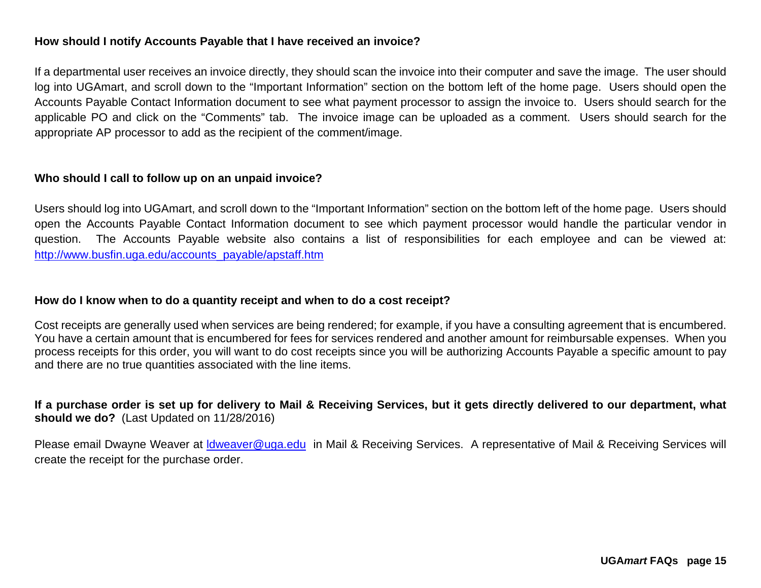**How should I notify Accounts Payable that I have received an invoice?**

If a departmental user receives an invoice directly, they should scan the invoice into their computer and save the image. The user should log into UGAmart, and scroll down to the "Important Information" section on the bottom left of the home page. Users should open the Accounts Payable Contact Information document to see what payment processor to assign the invoice to. Users should search for the applicable PO and click on the "Comments" tab. The invoice image can be uploaded as a comment. Users should search for the appropriate AP processor to add as the recipient of the comment/image.

**Who should I call to follow up on an unpaid invoice?**

Users should log into UGAmart, and scroll down to the "Important Information" section on the bottom left of the home page. Users should open the Accounts Payable Contact Information document to see which payment processor would handle the particular vendor in question. The Accounts Payable website also contains a list of responsibilities for each employee and can be viewed at: http://www.busfin.uga.edu/accounts_payable/apstaff.htm

**How do I know when to do a quantity receipt and when to do a cost receipt?**

Cost receipts are generally used when services are being rendered; for example, if you have a consulting agreement that is encumbered. You have a certain amount that is encumbered for fees for services rendered and another amount for reimbursable expenses. When you process receipts for this order, you will want to do cost receipts since you will be authorizing Accounts Payable a specific amount to pay and there are no true quantities associated with the line items.

**If a purchase order is set up for delivery to Mail & Receiving Services, but it gets directly delivered to our department, what should we do?** (Last Updated on 11/28/2016)

Please email Dwayne Weaver at ldweaver@uga.edu in Mail & Receiving Services. A representative of Mail & Receiving Services will create the receipt for the purchase order.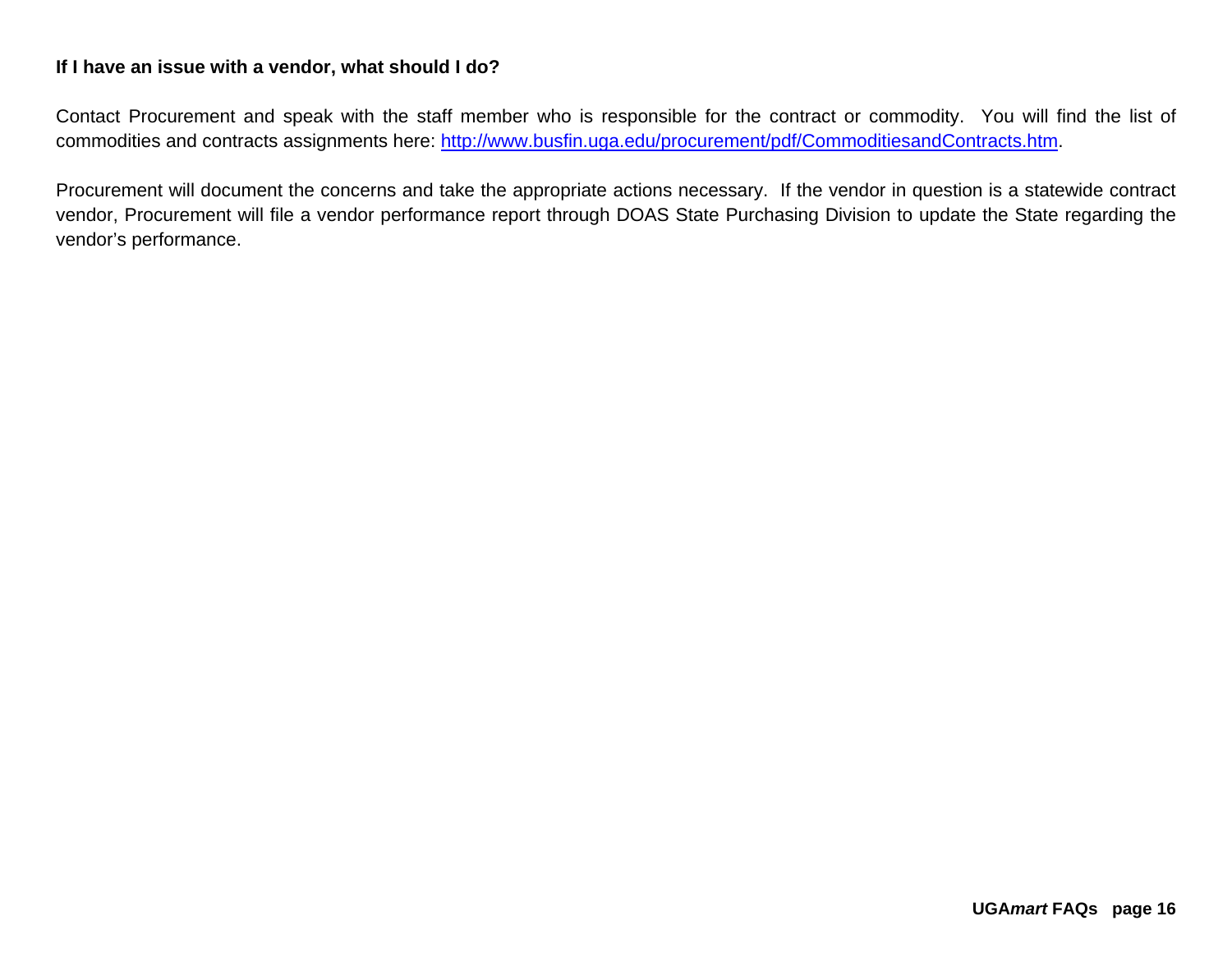**If I have an issue with a vendor, what should I do?**

Contact Procurement and speak with the staff member who is responsible for the contract or commodity. You will find the list of commodities and contracts assignments here: [http://www.busfin.uga.edu/procurement/pdf/CommoditiesandContracts.htm](http://www.busfin.uga.edu/procurement/pdf/CommoditiesandContracts.htm).

Procurement will document the concerns and take the appropriate actions necessary. If the vendor in question is a statewide contract vendor, Procurement will file a vendor performance report through DOAS State Purchasing Division to update the State regarding the vendor's performance.